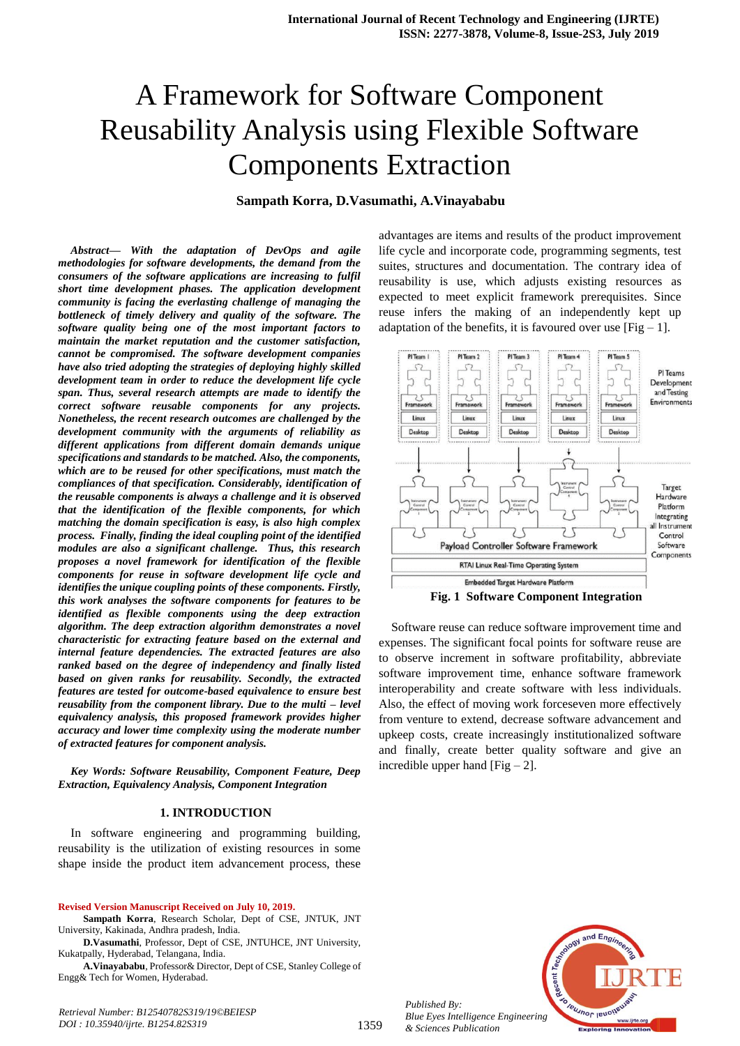# A Framework for Software Component Reusability Analysis using Flexible Software Components Extraction

**Sampath Korra, D.Vasumathi, A.Vinayababu**

***Abstract— With the adaptation of DevOps and agile methodologies for software developments, the demand from the consumers of the software applications are increasing to fulfil short time development phases. The application development community is facing the everlasting challenge of managing the bottleneck of timely delivery and quality of the software. The software quality being one of the most important factors to maintain the market reputation and the customer satisfaction, cannot be compromised. The software development companies have also tried adopting the strategies of deploying highly skilled development team in order to reduce the development life cycle span. Thus, several research attempts are made to identify the correct software reusable components for any projects. Nonetheless, the recent research outcomes are challenged by the development community with the arguments of reliability as different applications from different domain demands unique specifications and standards to be matched. Also, the components, which are to be reused for other specifications, must match the compliances of that specification. Considerably, identification of the reusable components is always a challenge and it is observed that the identification of the flexible components, for which matching the domain specification is easy, is also high complex process. Finally, finding the ideal coupling point of the identified modules are also a significant challenge. Thus, this research proposes a novel framework for identification of the flexible components for reuse in software development life cycle and identifies the unique coupling points of these components. Firstly, this work analyses the software components for features to be identified as flexible components using the deep extraction algorithm. The deep extraction algorithm demonstrates a novel characteristic for extracting feature based on the external and internal feature dependencies. The extracted features are also ranked based on the degree of independency and finally listed based on given ranks for reusability. Secondly, the extracted features are tested for outcome-based equivalence to ensure best reusability from the component library. Due to the multi – level equivalency analysis, this proposed framework provides higher accuracy and lower time complexity using the moderate number of extracted features for component analysis.***

***Key Words: Software Reusability, Component Feature, Deep Extraction, Equivalency Analysis, Component Integration***

## 1. INTRODUCTION

In software engineering and programming building, reusability is the utilization of existing resources in some shape inside the product item advancement process, these advantages are items and results of the product improvement life cycle and incorporate code, programming segments, test suites, structures and documentation. The contrary idea of reusability is use, which adjusts existing resources as expected to meet explicit framework prerequisites. Since reuse infers the making of an independently kept up adaptation of the benefits, it is favoured over use [Fig – 1].

**Fig. 1 Software Component Integration**

Software reuse can reduce software improvement time and expenses. The significant focal points for software reuse are to observe increment in software profitability, abbreviate software improvement time, enhance software framework interoperability and create software with less individuals. Also, the effect of moving work forceseven more effectively from venture to extend, decrease software advancement and upkeep costs, create increasingly institutionalized software and finally, create better quality software and give an incredible upper hand [Fig – 2].

**Revised Version Manuscript Received on July 10, 2019.**

**Sampath Korra**, Research Scholar, Dept of CSE, JNTUK, JNT University, Kakinada, Andhra pradesh, India.

**D.Vasumathi**, Professor, Dept of CSE, JNTUHCE, JNT University, Kukatpally, Hyderabad, Telangana, India.

**A.Vinayababu**, Professor& Director, Dept of CSE, Stanley College of Engg& Tech for Women, Hyderabad.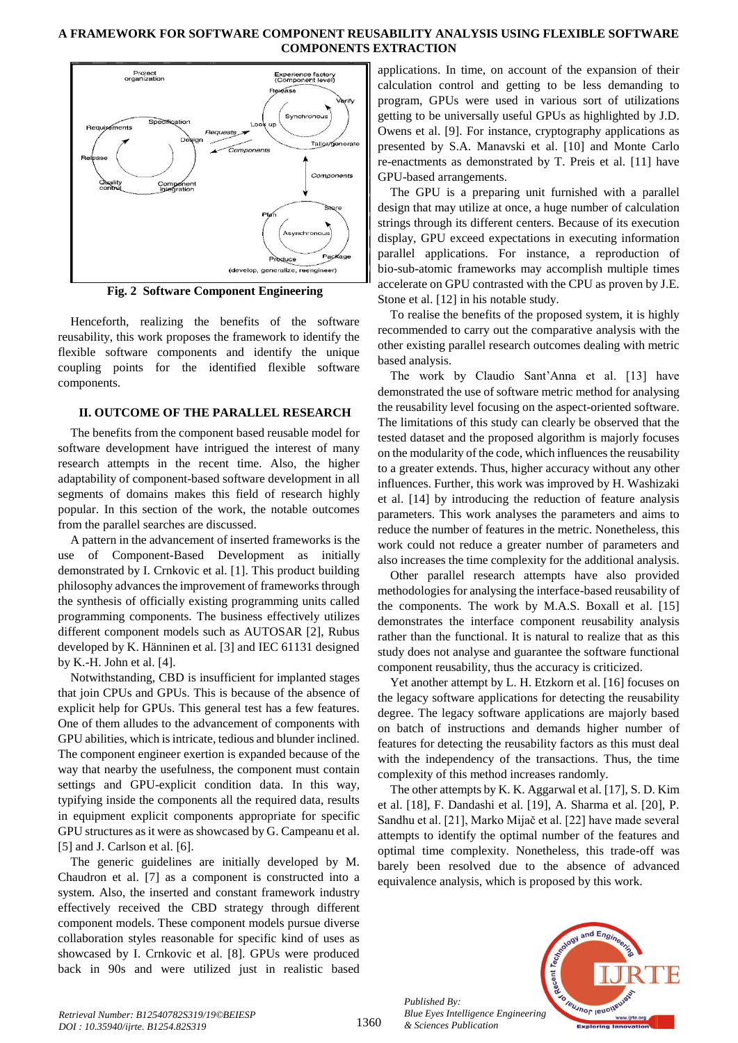Fig. 2 Software Component Engineering

Henceforth, realizing the benefits of the software reusability, this work proposes the framework to identify the flexible software components and identify the unique coupling points for the identified flexible software components.

## II. OUTCOME OF THE PARALLEL RESEARCH

The benefits from the component based reusable model for software development have intrigued the interest of many research attempts in the recent time. Also, the higher adaptability of component-based software development in all segments of domains makes this field of research highly popular. In this section of the work, the notable outcomes from the parallel searches are discussed.

A pattern in the advancement of inserted frameworks is the use of Component-Based Development as initially demonstrated by I. Crnkovic et al. [1]. This product building philosophy advances the improvement of frameworks through the synthesis of officially existing programming units called programming components. The business effectively utilizes different component models such as AUTOSAR [2], Rubus developed by K. Hänninen et al. [3] and IEC 61131 designed by K.-H. John et al. [4].

Notwithstanding, CBD is insufficient for implanted stages that join CPUs and GPUs. This is because of the absence of explicit help for GPUs. This general test has a few features. One of them alludes to the advancement of components with GPU abilities, which is intricate, tedious and blunder inclined. The component engineer exertion is expanded because of the way that nearby the usefulness, the component must contain settings and GPU-explicit condition data. In this way, typifying inside the components all the required data, results in equipment explicit components appropriate for specific GPU structures as it were as showcased by G. Campeanu et al. [5] and J. Carlson et al. [6].

The generic guidelines are initially developed by M. Chaudron et al. [7] as a component is constructed into a system. Also, the inserted and constant framework industry effectively received the CBD strategy through different component models. These component models pursue diverse collaboration styles reasonable for specific kind of uses as showcased by I. Crnkovic et al. [8]. GPUs were produced back in 90s and were utilized just in realistic based applications. In time, on account of the expansion of their calculation control and getting to be less demanding to program, GPUs were used in various sort of utilizations getting to be universally useful GPUs as highlighted by J.D. Owens et al. [9]. For instance, cryptography applications as presented by S.A. Manavski et al. [10] and Monte Carlo re-enactments as demonstrated by T. Preis et al. [11] have GPU-based arrangements.

The GPU is a preparing unit furnished with a parallel design that may utilize at once, a huge number of calculation strings through its different centers. Because of its execution display, GPU exceed expectations in executing information parallel applications. For instance, a reproduction of bio-sub-atomic frameworks may accomplish multiple times accelerate on GPU contrasted with the CPU as proven by J.E. Stone et al. [12] in his notable study.

To realise the benefits of the proposed system, it is highly recommended to carry out the comparative analysis with the other existing parallel research outcomes dealing with metric based analysis.

The work by Claudio Sant'Anna et al. [13] have demonstrated the use of software metric method for analysing the reusability level focusing on the aspect-oriented software. The limitations of this study can clearly be observed that the tested dataset and the proposed algorithm is majorly focuses on the modularity of the code, which influences the reusability to a greater extends. Thus, higher accuracy without any other influences. Further, this work was improved by H. Washizaki et al. [14] by introducing the reduction of feature analysis parameters. This work analyses the parameters and aims to reduce the number of features in the metric. Nonetheless, this work could not reduce a greater number of parameters and also increases the time complexity for the additional analysis.

Other parallel research attempts have also provided methodologies for analysing the interface-based reusability of the components. The work by M.A.S. Boxall et al. [15] demonstrates the interface component reusability analysis rather than the functional. It is natural to realize that as this study does not analyse and guarantee the software functional component reusability, thus the accuracy is criticized.

Yet another attempt by L. H. Etzkorn et al. [16] focuses on the legacy software applications for detecting the reusability degree. The legacy software applications are majorly based on batch of instructions and demands higher number of features for detecting the reusability factors as this must deal with the independency of the transactions. Thus, the time complexity of this method increases randomly.

The other attempts by K. K. Aggarwal et al. [17], S. D. Kim et al. [18], F. Dandashi et al. [19], A. Sharma et al. [20], P. Sandhu et al. [21], Marko Mijač et al. [22] have made several attempts to identify the optimal number of the features and optimal time complexity. Nonetheless, this trade-off was barely been resolved due to the absence of advanced equivalence analysis, which is proposed by this work.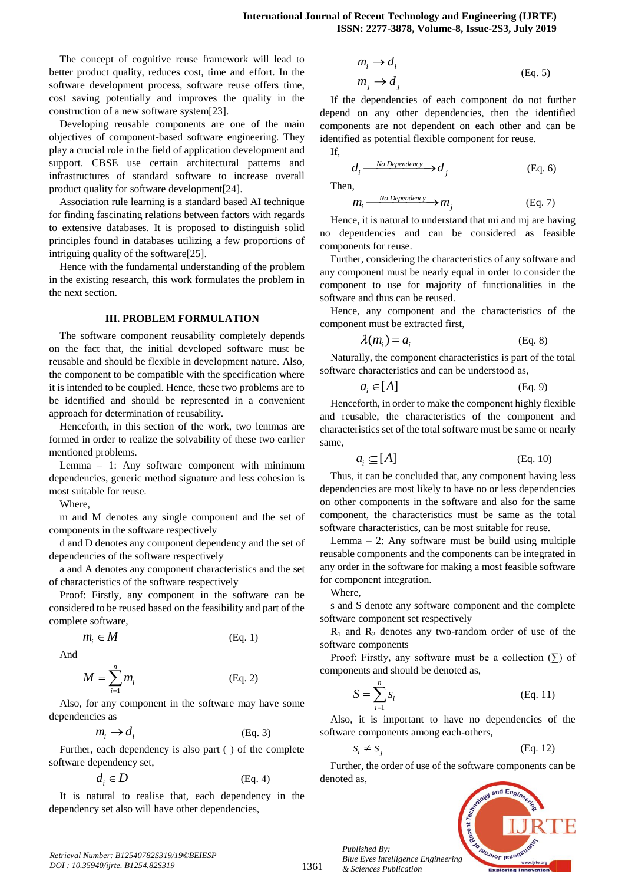The concept of cognitive reuse framework will lead to better product quality, reduces cost, time and effort. In the software development process, software reuse offers time, cost saving potentially and improves the quality in the construction of a new software system[23].

Developing reusable components are one of the main objectives of component-based software engineering. They play a crucial role in the field of application development and support. CBSE use certain architectural patterns and infrastructures of standard software to increase overall product quality for software development[24].

Association rule learning is a standard based AI technique for finding fascinating relations between factors with regards to extensive databases. It is proposed to distinguish solid principles found in databases utilizing a few proportions of intriguing quality of the software[25].

Hence with the fundamental understanding of the problem in the existing research, this work formulates the problem in the next section.

## III. PROBLEM FORMULATION

The software component reusability completely depends on the fact that, the initial developed software must be reusable and should be flexible in development nature. Also, the component to be compatible with the specification where it is intended to be coupled. Hence, these two problems are to be identified and should be represented in a convenient approach for determination of reusability.

Henceforth, in this section of the work, two lemmas are formed in order to realize the solvability of these two earlier mentioned problems.

Lemma – 1: Any software component with minimum dependencies, generic method signature and less cohesion is most suitable for reuse.

Where,

m and M denotes any single component and the set of components in the software respectively

d and D denotes any component dependency and the set of dependencies of the software respectively

a and A denotes any component characteristics and the set of characteristics of the software respectively

Proof: Firstly, any component in the software can be considered to be reused based on the feasibility and part of the complete software,

$$m_i \in M \qquad \text{(Eq. 1)}$$

And

$$M = \sum_{i=1}^{n} m_i \qquad \text{(Eq. 2)}$$

Also, for any component in the software may have some dependencies as

$$m_i \rightarrow d_i \qquad \text{(Eq. 3)}$$

Further, each dependency is also part ( ) of the complete software dependency set,

$$d_i \in D \qquad \text{(Eq. 4)}$$

It is natural to realise that, each dependency in the dependency set also will have other dependencies,

$$\begin{aligned} m_i &\rightarrow d_i \\ m_j &\rightarrow d_j \end{aligned} \qquad \text{(Eq. 5)}$$

If the dependencies of each component do not further depend on any other dependencies, then the identified components are not dependent on each other and can be identified as potential flexible component for reuse.

If,

$$d_i \xrightarrow{\text{No Dependency}} d_j \qquad \text{(Eq. 6)}$$

Then,

$$m_i \xrightarrow{\text{No Dependency}} m_j \qquad \text{(Eq. 7)}$$

Hence, it is natural to understand that mi and mj are having no dependencies and can be considered as feasible components for reuse.

Further, considering the characteristics of any software and any component must be nearly equal in order to consider the component to use for majority of functionalities in the software and thus can be reused.

Hence, any component and the characteristics of the component must be extracted first,

$$\lambda(m_i) = a_i \qquad \text{(Eq. 8)}$$

Naturally, the component characteristics is part of the total software characteristics and can be understood as,

$$a_i \in [A] \qquad \text{(Eq. 9)}$$

Henceforth, in order to make the component highly flexible and reusable, the characteristics of the component and characteristics set of the total software must be same or nearly same,

$$a_i \subseteq [A] \qquad \text{(Eq. 10)}$$

Thus, it can be concluded that, any component having less dependencies are most likely to have no or less dependencies on other components in the software and also for the same component, the characteristics must be same as the total software characteristics, can be most suitable for reuse.

Lemma – 2: Any software must be build using multiple reusable components and the components can be integrated in any order in the software for making a most feasible software for component integration.

Where,

s and S denote any software component and the complete software component set respectively

$R_1$ and $R_2$ denotes any two-random order of use of the software components

Proof: Firstly, any software must be a collection (∑) of components and should be denoted as,

$$S = \sum_{i=1}^{n} s_i \qquad \text{(Eq. 11)}$$

Also, it is important to have no dependencies of the software components among each-others,

$$s_i \neq s_j \qquad \text{(Eq. 12)}$$

Further, the order of use of the software components can be denoted as,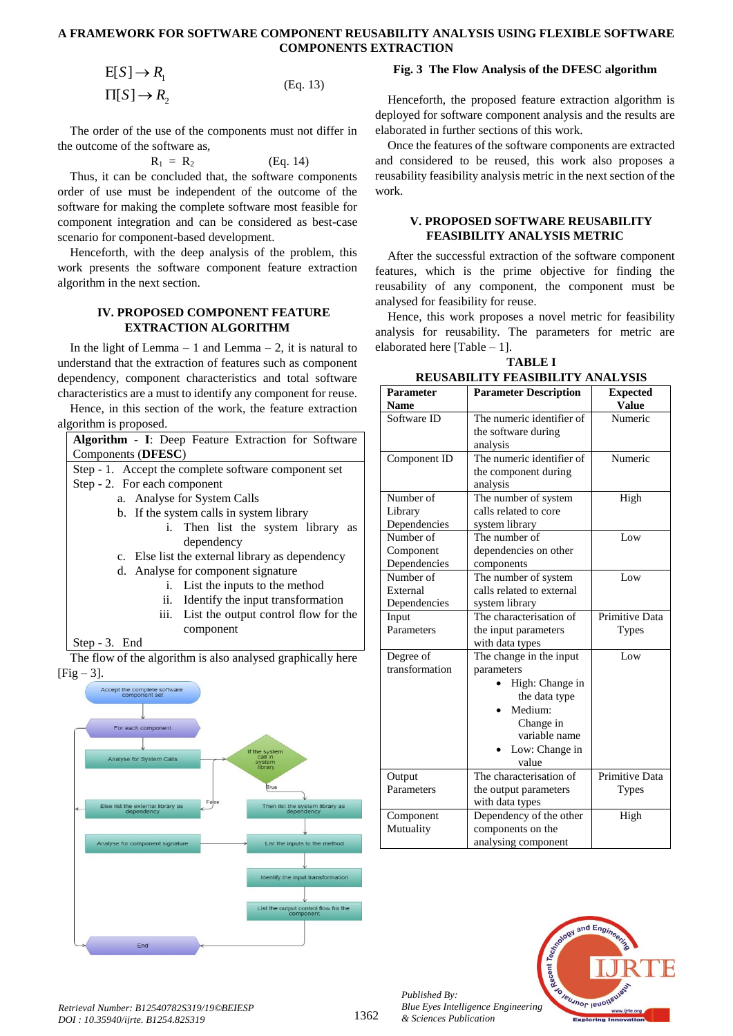$$E[S] \rightarrow R_1$$
$$\Pi[S] \rightarrow R_2 \quad \text{(Eq. 13)}$$

The order of the use of the components must not differ in the outcome of the software as,

$$R_1 = R_2 \quad \text{(Eq. 14)}$$

Thus, it can be concluded that, the software components order of use must be independent of the outcome of the software for making the complete software most feasible for component integration and can be considered as best-case scenario for component-based development.

Henceforth, with the deep analysis of the problem, this work presents the software component feature extraction algorithm in the next section.

## IV. PROPOSED COMPONENT FEATURE EXTRACTION ALGORITHM

In the light of Lemma – 1 and Lemma – 2, it is natural to understand that the extraction of features such as component dependency, component characteristics and total software characteristics are a must to identify any component for reuse.

Hence, in this section of the work, the feature extraction algorithm is proposed.

**Algorithm - I**: Deep Feature Extraction for Software Components (**DFESC**)

Step - 1. Accept the complete software component set

Step - 2. For each component

- a. Analyse for System Calls
- b. If the system calls in system library
  - i. Then list the system library as dependency
- c. Else list the external library as dependency
- d. Analyse for component signature
  - i. List the inputs to the method
  - ii. Identify the input transformation
  - iii. List the output control flow for the component

Step - 3. End

The flow of the algorithm is also analysed graphically here [Fig – 3].

**Fig. 3 The Flow Analysis of the DFESC algorithm**

Henceforth, the proposed feature extraction algorithm is deployed for software component analysis and the results are elaborated in further sections of this work.

Once the features of the software components are extracted and considered to be reused, this work also proposes a reusability feasibility analysis metric in the next section of the work.

## V. PROPOSED SOFTWARE REUSABILITY FEASIBILITY ANALYSIS METRIC

After the successful extraction of the software component features, which is the prime objective for finding the reusability of any component, the component must be analysed for feasibility for reuse.

Hence, this work proposes a novel metric for feasibility analysis for reusability. The parameters for metric are elaborated here [Table – 1].

**TABLE I**
**REUSABILITY FEASIBILITY ANALYSIS**

| Parameter Name | Parameter Description | Expected Value |
|---|---|---|
| Software ID | The numeric identifier of the software during analysis | Numeric |
| Component ID | The numeric identifier of the component during analysis | Numeric |
| Number of Library Dependencies | The number of system calls related to core system library | High |
| Number of Component Dependencies | The number of dependencies on other components | Low |
| Number of External Dependencies | The number of system calls related to external system library | Low |
| Input Parameters | The characterisation of the input parameters with data types | Primitive Data Types |
| Degree of transformation | The change in the input parameters<br>• High: Change in the data type<br>• Medium: Change in variable name<br>• Low: Change in value | Low |
| Output Parameters | The characterisation of the output parameters with data types | Primitive Data Types |
| Component Mutuality | Dependency of the other components on the analysing component | High |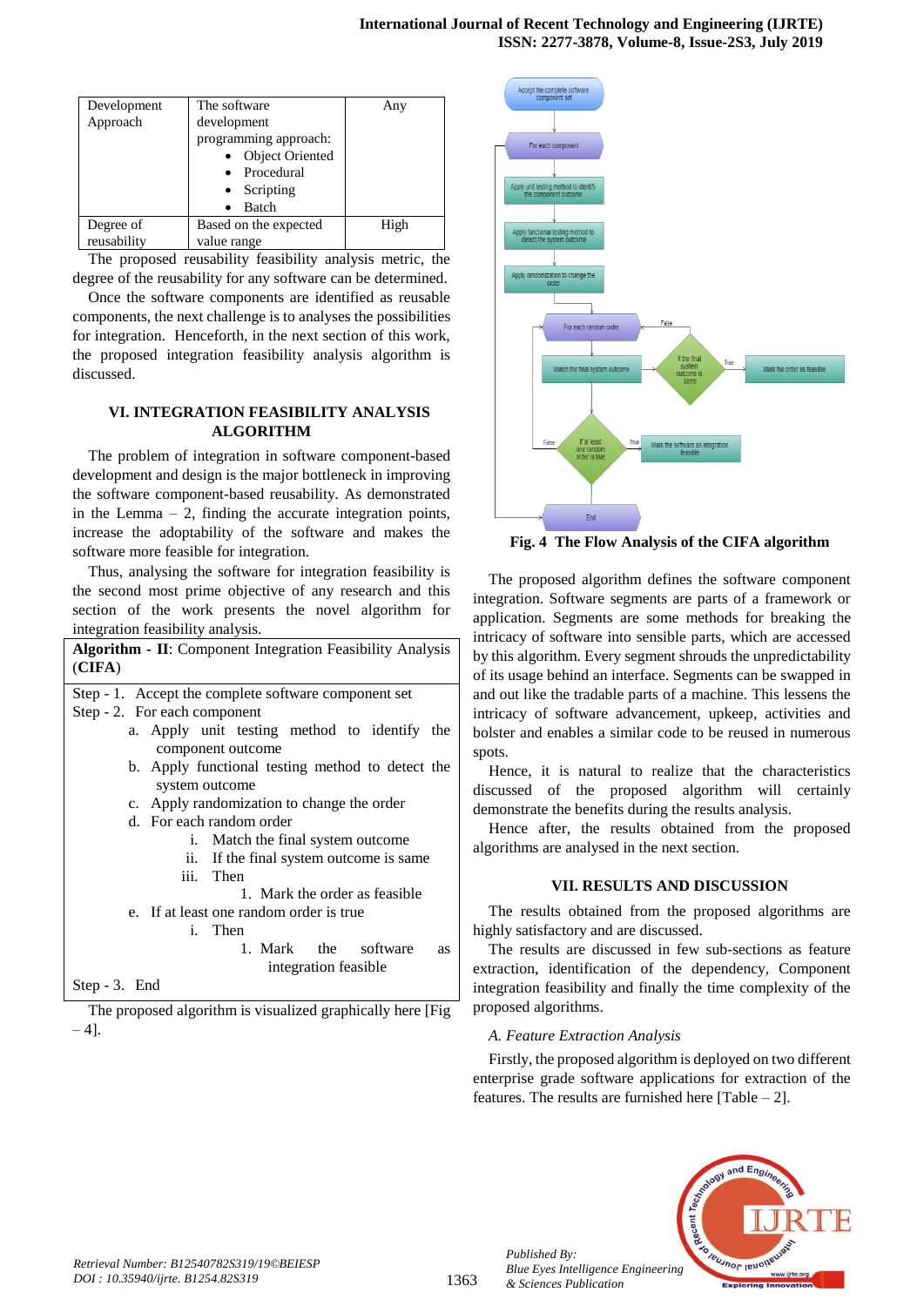| Development Approach | The software development programming approach: <br>• Object Oriented <br>• Procedural <br>• Scripting <br>• Batch | Any |
|---|---|---|
| Degree of reusability | Based on the expected value range | High |

The proposed reusability feasibility analysis metric, the degree of the reusability for any software can be determined.

Once the software components are identified as reusable components, the next challenge is to analyses the possibilities for integration. Henceforth, in the next section of this work, the proposed integration feasibility analysis algorithm is discussed.

## VI. INTEGRATION FEASIBILITY ANALYSIS ALGORITHM

The problem of integration in software component-based development and design is the major bottleneck in improving the software component-based reusability. As demonstrated in the Lemma – 2, finding the accurate integration points, increase the adoptability of the software and makes the software more feasible for integration.

Thus, analysing the software for integration feasibility is the second most prime objective of any research and this section of the work presents the novel algorithm for integration feasibility analysis.

**Algorithm - II**: Component Integration Feasibility Analysis (**CIFA**)

Step - 1. Accept the complete software component set

Step - 2. For each component

- a. Apply unit testing method to identify the component outcome
- b. Apply functional testing method to detect the system outcome
- c. Apply randomization to change the order
- d. For each random order
  - i. Match the final system outcome
  - ii. If the final system outcome is same
  - iii. Then
    1. Mark the order as feasible
- e. If at least one random order is true
  - i. Then
    1. Mark the software as integration feasible

Step - 3. End

The proposed algorithm is visualized graphically here [Fig – 4].

**Fig. 4 The Flow Analysis of the CIFA algorithm**

The proposed algorithm defines the software component integration. Software segments are parts of a framework or application. Segments are some methods for breaking the intricacy of software into sensible parts, which are accessed by this algorithm. Every segment shrouds the unpredictability of its usage behind an interface. Segments can be swapped in and out like the tradable parts of a machine. This lessens the intricacy of software advancement, upkeep, activities and bolster and enables a similar code to be reused in numerous spots.

Hence, it is natural to realize that the characteristics discussed of the proposed algorithm will certainly demonstrate the benefits during the results analysis.

Hence after, the results obtained from the proposed algorithms are analysed in the next section.

## VII. RESULTS AND DISCUSSION

The results obtained from the proposed algorithms are highly satisfactory and are discussed.

The results are discussed in few sub-sections as feature extraction, identification of the dependency, Component integration feasibility and finally the time complexity of the proposed algorithms.

### *A. Feature Extraction Analysis*

Firstly, the proposed algorithm is deployed on two different enterprise grade software applications for extraction of the features. The results are furnished here [Table – 2].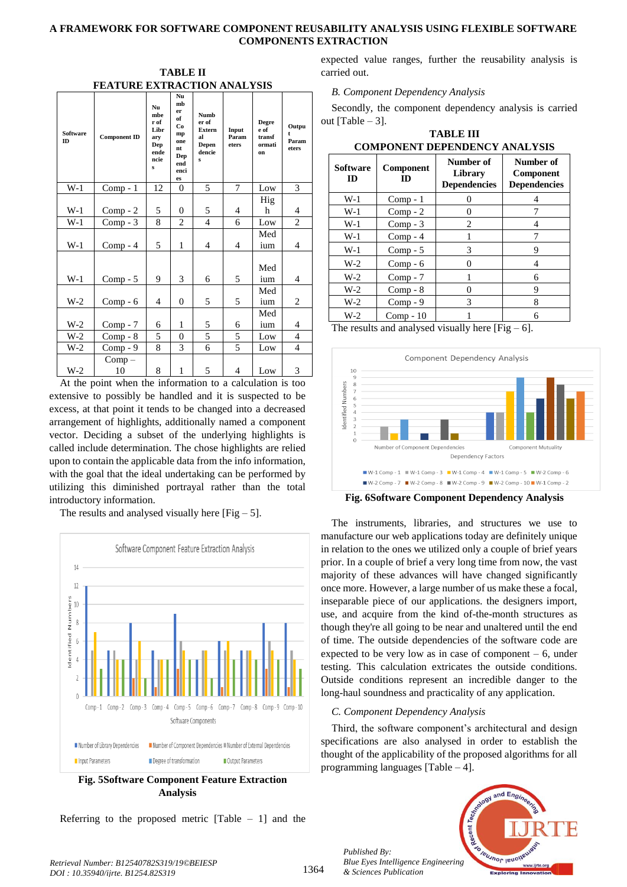**TABLE II**
**FEATURE EXTRACTION ANALYSIS**

| Software ID | Component ID | Number of Library Dependencies | Number of Component Dependencies | Number of External Dependencies | Input Parameters | Degree of transformation | Output Parameters |
|---|---|---|---|---|---|---|---|
| W-1 | Comp - 1 | 12 | 0 | 5 | 7 | Low | 3 |
| W-1 | Comp - 2 | 5 | 0 | 5 | 4 | High | 4 |
| W-1 | Comp - 3 | 8 | 2 | 4 | 6 | Low | 2 |
| W-1 | Comp - 4 | 5 | 1 | 4 | 4 | Medium | 4 |
| W-1 | Comp - 5 | 9 | 3 | 6 | 5 | Medium | 4 |
| W-2 | Comp - 6 | 4 | 0 | 5 | 5 | Medium | 2 |
| W-2 | Comp - 7 | 6 | 1 | 5 | 6 | Medium | 4 |
| W-2 | Comp - 8 | 5 | 0 | 5 | 5 | Low | 4 |
| W-2 | Comp - 9 | 8 | 3 | 6 | 5 | Low | 4 |
| W-2 | Comp – 10 | 8 | 1 | 5 | 4 | Low | 3 |

At the point when the information to a calculation is too extensive to possibly be handled and it is suspected to be excess, at that point it tends to be changed into a decreased arrangement of highlights, additionally named a component vector. Deciding a subset of the underlying highlights is called include determination. The chose highlights are relied upon to contain the applicable data from the info information, with the goal that the ideal undertaking can be performed by utilizing this diminished portrayal rather than the total introductory information.

The results and analysed visually here [Fig – 5].

**Fig. 5Software Component Feature Extraction Analysis**

Referring to the proposed metric [Table – 1] and the expected value ranges, further the reusability analysis is carried out.

*B. Component Dependency Analysis*

Secondly, the component dependency analysis is carried out [Table – 3].

**TABLE III**
**COMPONENT DEPENDENCY ANALYSIS**

| Software ID | Component ID | Number of Library Dependencies | Number of Component Dependencies |
|---|---|---|---|
| W-1 | Comp - 1 | 0 | 4 |
| W-1 | Comp - 2 | 0 | 7 |
| W-1 | Comp - 3 | 2 | 4 |
| W-1 | Comp - 4 | 1 | 7 |
| W-1 | Comp - 5 | 3 | 9 |
| W-2 | Comp - 6 | 0 | 4 |
| W-2 | Comp - 7 | 1 | 6 |
| W-2 | Comp - 8 | 0 | 9 |
| W-2 | Comp - 9 | 3 | 8 |
| W-2 | Comp - 10 | 1 | 6 |

The results and analysed visually here [Fig – 6].

**Fig. 6Software Component Dependency Analysis**

The instruments, libraries, and structures we use to manufacture our web applications today are definitely unique in relation to the ones we utilized only a couple of brief years prior. In a couple of brief a very long time from now, the vast majority of these advances will have changed significantly once more. However, a large number of us make these a focal, inseparable piece of our applications. the designers import, use, and acquire from the kind of-the-month structures as though they're all going to be near and unaltered until the end of time. The outside dependencies of the software code are expected to be very low as in case of component – 6, under testing. This calculation extricates the outside conditions. Outside conditions represent an incredible danger to the long-haul soundness and practicality of any application.

*C. Component Dependency Analysis*

Third, the software component's architectural and design specifications are also analysed in order to establish the thought of the applicability of the proposed algorithms for all programming languages [Table – 4].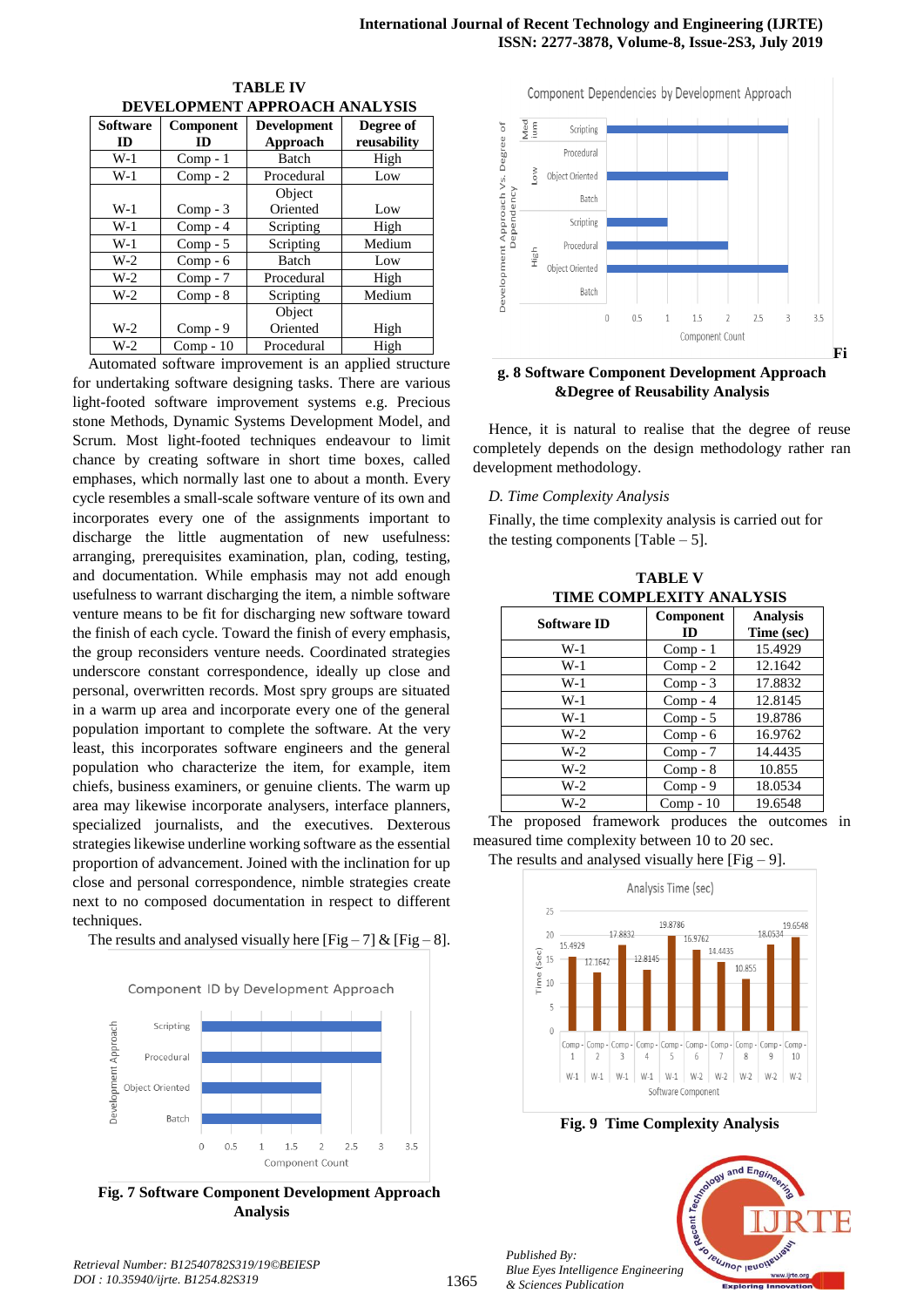**TABLE IV**
**DEVELOPMENT APPROACH ANALYSIS**

| Software ID | Component ID | Development Approach | Degree of reusability |
|---|---|---|---|
| W-1 | Comp - 1 | Batch | High |
| W-1 | Comp - 2 | Procedural | Low |
| W-1 | Comp - 3 | Object Oriented | Low |
| W-1 | Comp - 4 | Scripting | High |
| W-1 | Comp - 5 | Scripting | Medium |
| W-2 | Comp - 6 | Batch | Low |
| W-2 | Comp - 7 | Procedural | High |
| W-2 | Comp - 8 | Scripting | Medium |
| W-2 | Comp - 9 | Object Oriented | High |
| W-2 | Comp - 10 | Procedural | High |

Automated software improvement is an applied structure for undertaking software designing tasks. There are various light-footed software improvement systems e.g. Precious stone Methods, Dynamic Systems Development Model, and Scrum. Most light-footed techniques endeavour to limit chance by creating software in short time boxes, called emphases, which normally last one to about a month. Every cycle resembles a small-scale software venture of its own and incorporates every one of the assignments important to discharge the little augmentation of new usefulness: arranging, prerequisites examination, plan, coding, testing, and documentation. While emphasis may not add enough usefulness to warrant discharging the item, a nimble software venture means to be fit for discharging new software toward the finish of each cycle. Toward the finish of every emphasis, the group reconsiders venture needs. Coordinated strategies underscore constant correspondence, ideally up close and personal, overwritten records. Most spry groups are situated in a warm up area and incorporate every one of the general population important to complete the software. At the very least, this incorporates software engineers and the general population who characterize the item, for example, item chiefs, business examiners, or genuine clients. The warm up area may likewise incorporate analysers, interface planners, specialized journalists, and the executives. Dexterous strategies likewise underline working software as the essential proportion of advancement. Joined with the inclination for up close and personal correspondence, nimble strategies create next to no composed documentation in respect to different techniques.

The results and analysed visually here [Fig – 7] & [Fig – 8].

**Fig. 7 Software Component Development Approach Analysis**

**Fig. 8 Software Component Development Approach &Degree of Reusability Analysis**

Hence, it is natural to realise that the degree of reuse completely depends on the design methodology rather ran development methodology.

*D. Time Complexity Analysis*

Finally, the time complexity analysis is carried out for the testing components [Table – 5].

**TABLE V**
**TIME COMPLEXITY ANALYSIS**

| Software ID | Component ID | Analysis Time (sec) |
|---|---|---|
| W-1 | Comp - 1 | 15.4929 |
| W-1 | Comp - 2 | 12.1642 |
| W-1 | Comp - 3 | 17.8832 |
| W-1 | Comp - 4 | 12.8145 |
| W-1 | Comp - 5 | 19.8786 |
| W-2 | Comp - 6 | 16.9762 |
| W-2 | Comp - 7 | 14.4435 |
| W-2 | Comp - 8 | 10.855 |
| W-2 | Comp - 9 | 18.0534 |
| W-2 | Comp - 10 | 19.6548 |

The proposed framework produces the outcomes in measured time complexity between 10 to 20 sec.

The results and analysed visually here [Fig – 9].

**Fig. 9 Time Complexity Analysis**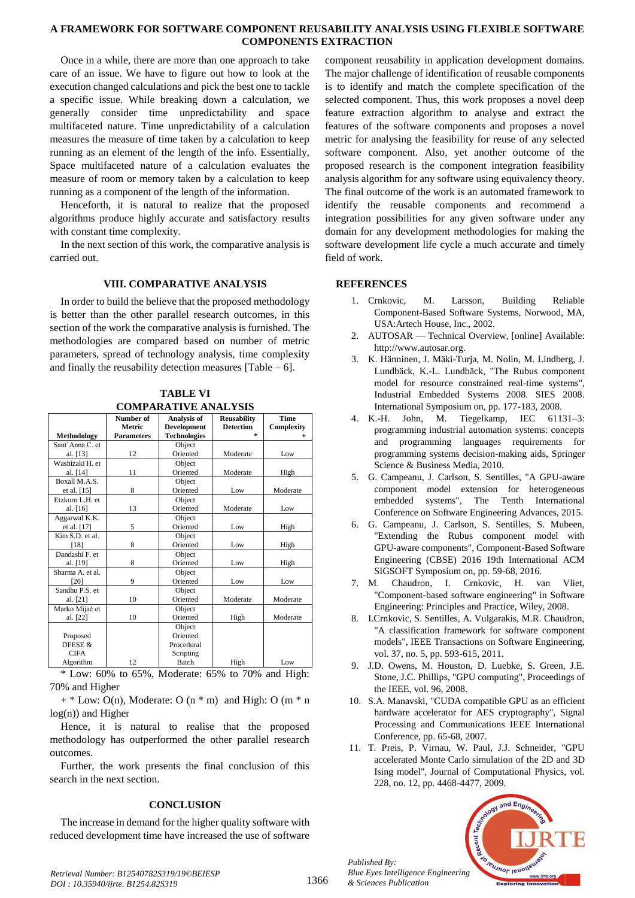Once in a while, there are more than one approach to take care of an issue. We have to figure out how to look at the execution changed calculations and pick the best one to tackle a specific issue. While breaking down a calculation, we generally consider time unpredictability and space multifaceted nature. Time unpredictability of a calculation measures the measure of time taken by a calculation to keep running as an element of the length of the info. Essentially, Space multifaceted nature of a calculation evaluates the measure of room or memory taken by a calculation to keep running as a component of the length of the information.

Henceforth, it is natural to realize that the proposed algorithms produce highly accurate and satisfactory results with constant time complexity.

In the next section of this work, the comparative analysis is carried out.

## VIII. COMPARATIVE ANALYSIS

In order to build the believe that the proposed methodology is better than the other parallel research outcomes, in this section of the work the comparative analysis is furnished. The methodologies are compared based on number of metric parameters, spread of technology analysis, time complexity and finally the reusability detection measures [Table – 6].

**TABLE VI**
**COMPARATIVE ANALYSIS**

| Methodology | Number of Metric Parameters | Analysis of Development Technologies | Reusability Detection * | Time Complexity + |
|---|---|---|---|---|
| Sant'Anna C. et al. [13] | 12 | Object Oriented | Moderate | Low |
| Washizaki H. et al. [14] | 11 | Object Oriented | Moderate | High |
| Boxall M.A.S. et al. [15] | 8 | Object Oriented | Low | Moderate |
| Etzkorn L.H. et al. [16] | 13 | Object Oriented | Moderate | Low |
| Aggarwal K.K. et al. [17] | 5 | Object Oriented | Low | High |
| Kim S.D. et al. [18] | 8 | Object Oriented | Low | High |
| Dandashi F. et al. [19] | 8 | Object Oriented | Low | High |
| Sharma A. et al. [20] | 9 | Object Oriented | Low | Low |
| Sandhu P.S. et al. [21] | 10 | Object Oriented | Moderate | Moderate |
| Marko Mijač et al. [22] | 10 | Object Oriented | High | Moderate |
| Proposed DFESE & CIFA Algorithm | 12 | Object Oriented Procedural Scripting Batch | High | Low |

\* Low: 60% to 65%, Moderate: 65% to 70% and High: 70% and Higher

\+ * Low: $O(n)$, Moderate: $O(n * m)$ and High: $O(m * n \log(n))$ and Higher

Hence, it is natural to realise that the proposed methodology has outperformed the other parallel research outcomes.

Further, the work presents the final conclusion of this search in the next section.

## CONCLUSION

The increase in demand for the higher quality software with reduced development time have increased the use of software component reusability in application development domains. The major challenge of identification of reusable components is to identify and match the complete specification of the selected component. Thus, this work proposes a novel deep feature extraction algorithm to analyse and extract the features of the software components and proposes a novel metric for analysing the feasibility for reuse of any selected software component. Also, yet another outcome of the proposed research is the component integration feasibility analysis algorithm for any software using equivalency theory. The final outcome of the work is an automated framework to identify the reusable components and recommend a integration possibilities for any given software under any domain for any development methodologies for making the software development life cycle a much accurate and timely field of work.

## REFERENCES

1. Crnkovic, M. Larsson, Building Reliable Component-Based Software Systems, Norwood, MA, USA:Artech House, Inc., 2002.
2. AUTOSAR — Technical Overview, [online] Available: http://www.autosar.org.
3. K. Hänninen, J. Mäki-Turja, M. Nolin, M. Lindberg, J. Lundbäck, K.-L. Lundbäck, "The Rubus component model for resource constrained real-time systems", Industrial Embedded Systems 2008. SIES 2008. International Symposium on, pp. 177-183, 2008.
4. K.-H. John, M. Tiegelkamp, IEC 61131–3: programming industrial automation systems: concepts and programming languages requirements for programming systems decision-making aids, Springer Science & Business Media, 2010.
5. G. Campeanu, J. Carlson, S. Sentilles, "A GPU-aware component model extension for heterogeneous embedded systems", The Tenth International Conference on Software Engineering Advances, 2015.
6. G. Campeanu, J. Carlson, S. Sentilles, S. Mubeen, "Extending the Rubus component model with GPU-aware components", Component-Based Software Engineering (CBSE) 2016 19th International ACM SIGSOFT Symposium on, pp. 59-68, 2016.
7. M. Chaudron, I. Crnkovic, H. van Vliet, "Component-based software engineering" in Software Engineering: Principles and Practice, Wiley, 2008.
8. I.Crnkovic, S. Sentilles, A. Vulgarakis, M.R. Chaudron, "A classification framework for software component models", IEEE Transactions on Software Engineering, vol. 37, no. 5, pp. 593-615, 2011.
9. J.D. Owens, M. Houston, D. Luebke, S. Green, J.E. Stone, J.C. Phillips, "GPU computing", Proceedings of the IEEE, vol. 96, 2008.
10. S.A. Manavski, "CUDA compatible GPU as an efficient hardware accelerator for AES cryptography", Signal Processing and Communications IEEE International Conference, pp. 65-68, 2007.
11. T. Preis, P. Virnau, W. Paul, J.J. Schneider, "GPU accelerated Monte Carlo simulation of the 2D and 3D Ising model", Journal of Computational Physics, vol. 228, no. 12, pp. 4468-4477, 2009.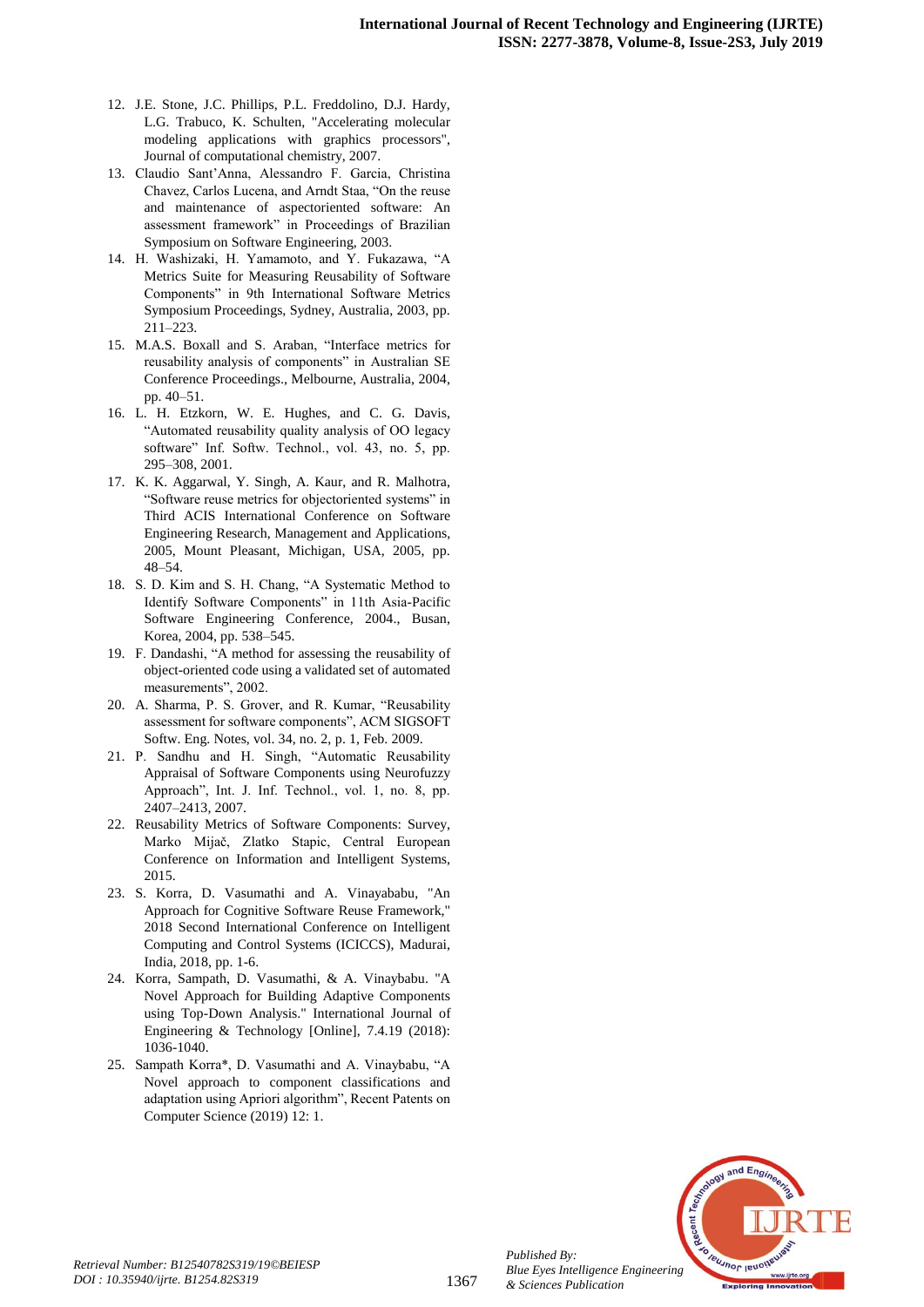12. J.E. Stone, J.C. Phillips, P.L. Freddolino, D.J. Hardy, L.G. Trabuco, K. Schulten, "Accelerating molecular modeling applications with graphics processors", Journal of computational chemistry, 2007.
13. Claudio Sant'Anna, Alessandro F. Garcia, Christina Chavez, Carlos Lucena, and Arndt Staa, "On the reuse and maintenance of aspectoriented software: An assessment framework" in Proceedings of Brazilian Symposium on Software Engineering, 2003.
14. H. Washizaki, H. Yamamoto, and Y. Fukazawa, "A Metrics Suite for Measuring Reusability of Software Components" in 9th International Software Metrics Symposium Proceedings, Sydney, Australia, 2003, pp. 211–223.
15. M.A.S. Boxall and S. Araban, "Interface metrics for reusability analysis of components" in Australian SE Conference Proceedings., Melbourne, Australia, 2004, pp. 40–51.
16. L. H. Etzkorn, W. E. Hughes, and C. G. Davis, "Automated reusability quality analysis of OO legacy software" Inf. Softw. Technol., vol. 43, no. 5, pp. 295–308, 2001.
17. K. K. Aggarwal, Y. Singh, A. Kaur, and R. Malhotra, "Software reuse metrics for objectoriented systems" in Third ACIS International Conference on Software Engineering Research, Management and Applications, 2005, Mount Pleasant, Michigan, USA, 2005, pp. 48–54.
18. S. D. Kim and S. H. Chang, "A Systematic Method to Identify Software Components" in 11th Asia-Pacific Software Engineering Conference, 2004., Busan, Korea, 2004, pp. 538–545.
19. F. Dandashi, "A method for assessing the reusability of object-oriented code using a validated set of automated measurements", 2002.
20. A. Sharma, P. S. Grover, and R. Kumar, "Reusability assessment for software components", ACM SIGSOFT Softw. Eng. Notes, vol. 34, no. 2, p. 1, Feb. 2009.
21. P. Sandhu and H. Singh, "Automatic Reusability Appraisal of Software Components using Neurofuzzy Approach", Int. J. Inf. Technol., vol. 1, no. 8, pp. 2407–2413, 2007.
22. Reusability Metrics of Software Components: Survey, Marko Mijač, Zlatko Stapic, Central European Conference on Information and Intelligent Systems, 2015.
23. S. Korra, D. Vasumathi and A. Vinayababu, "An Approach for Cognitive Software Reuse Framework," 2018 Second International Conference on Intelligent Computing and Control Systems (ICICCS), Madurai, India, 2018, pp. 1-6.
24. Korra, Sampath, D. Vasumathi, & A. Vinaybabu. "A Novel Approach for Building Adaptive Components using Top-Down Analysis." International Journal of Engineering & Technology [Online], 7.4.19 (2018): 1036-1040.
25. Sampath Korra*, D. Vasumathi and A. Vinaybabu, "A Novel approach to component classifications and adaptation using Apriori algorithm", Recent Patents on Computer Science (2019) 12: 1.